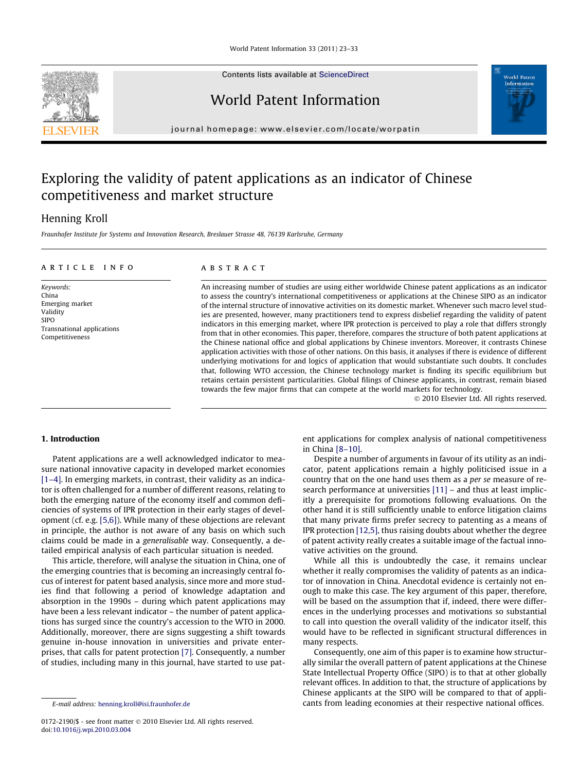# Exploring the validity of patent applications as an indicator of Chinese competitiveness and market structure

Henning Kroll

*Fraunhofer Institute for Systems and Innovation Research, Breslauer Strasse 48, 76139 Karlsruhe, Germany*

**ARTICLE INFO**

*Keywords:*
China
Emerging market
Validity
SIPO
Transnational applications
Competitiveness

**ABSTRACT**

An increasing number of studies are using either worldwide Chinese patent applications as an indicator to assess the country's international competitiveness or applications at the Chinese SIPO as an indicator of the internal structure of innovative activities on its domestic market. Whenever such macro level studies are presented, however, many practitioners tend to express disbelief regarding the validity of patent indicators in this emerging market, where IPR protection is perceived to play a role that differs strongly from that in other economies. This paper, therefore, compares the structure of both patent applications at the Chinese national office and global applications by Chinese inventors. Moreover, it contrasts Chinese application activities with those of other nations. On this basis, it analyses if there is evidence of different underlying motivations for and logics of application that would substantiate such doubts. It concludes that, following WTO accession, the Chinese technology market is finding its specific equilibrium but retains certain persistent particularities. Global filings of Chinese applicants, in contrast, remain biased towards the few major firms that can compete at the world markets for technology.

© 2010 Elsevier Ltd. All rights reserved.

## 1. Introduction

Patent applications are a well acknowledged indicator to measure national innovative capacity in developed market economies [1–4]. In emerging markets, in contrast, their validity as an indicator is often challenged for a number of different reasons, relating to both the emerging nature of the economy itself and common deficiencies of systems of IPR protection in their early stages of development (cf. e.g. [5,6]). While many of these objections are relevant in principle, the author is not aware of any basis on which such claims could be made in a *generalisable* way. Consequently, a detailed empirical analysis of each particular situation is needed.

This article, therefore, will analyse the situation in China, one of the emerging countries that is becoming an increasingly central focus of interest for patent based analysis, since more and more studies find that following a period of knowledge adaptation and absorption in the 1990s – during which patent applications may have been a less relevant indicator – the number of patent applications has surged since the country's accession to the WTO in 2000. Additionally, moreover, there are signs suggesting a shift towards genuine in-house innovation in universities and private enterprises, that calls for patent protection [7]. Consequently, a number of studies, including many in this journal, have started to use patent applications for complex analysis of national competitiveness in China [8–10].

Despite a number of arguments in favour of its utility as an indicator, patent applications remain a highly politicised issue in a country that on the one hand uses them as a *per se* measure of research performance at universities [11] – and thus at least implicitly a prerequisite for promotions following evaluations. On the other hand it is still sufficiently unable to enforce litigation claims that many private firms prefer secrecy to patenting as a means of IPR protection [12,5], thus raising doubts about whether the degree of patent activity really creates a suitable image of the factual innovative activities on the ground.

While all this is undoubtedly the case, it remains unclear whether it really compromises the validity of patents as an indicator of innovation in China. Anecdotal evidence is certainly not enough to make this case. The key argument of this paper, therefore, will be based on the assumption that if, indeed, there were differences in the underlying processes and motivations so substantial to call into question the overall validity of the indicator itself, this would have to be reflected in significant structural differences in many respects.

Consequently, one aim of this paper is to examine how structurally similar the overall pattern of patent applications at the Chinese State Intellectual Property Office (SIPO) is to that at other globally relevant offices. In addition to that, the structure of applications by Chinese applicants at the SIPO will be compared to that of applicants from leading economies at their respective national offices.

E-mail address: henning.kroll@isi.fraunhofer.de

0172-2190/$ - see front matter © 2010 Elsevier Ltd. All rights reserved.
doi:10.1016/j.wpi.2010.03.004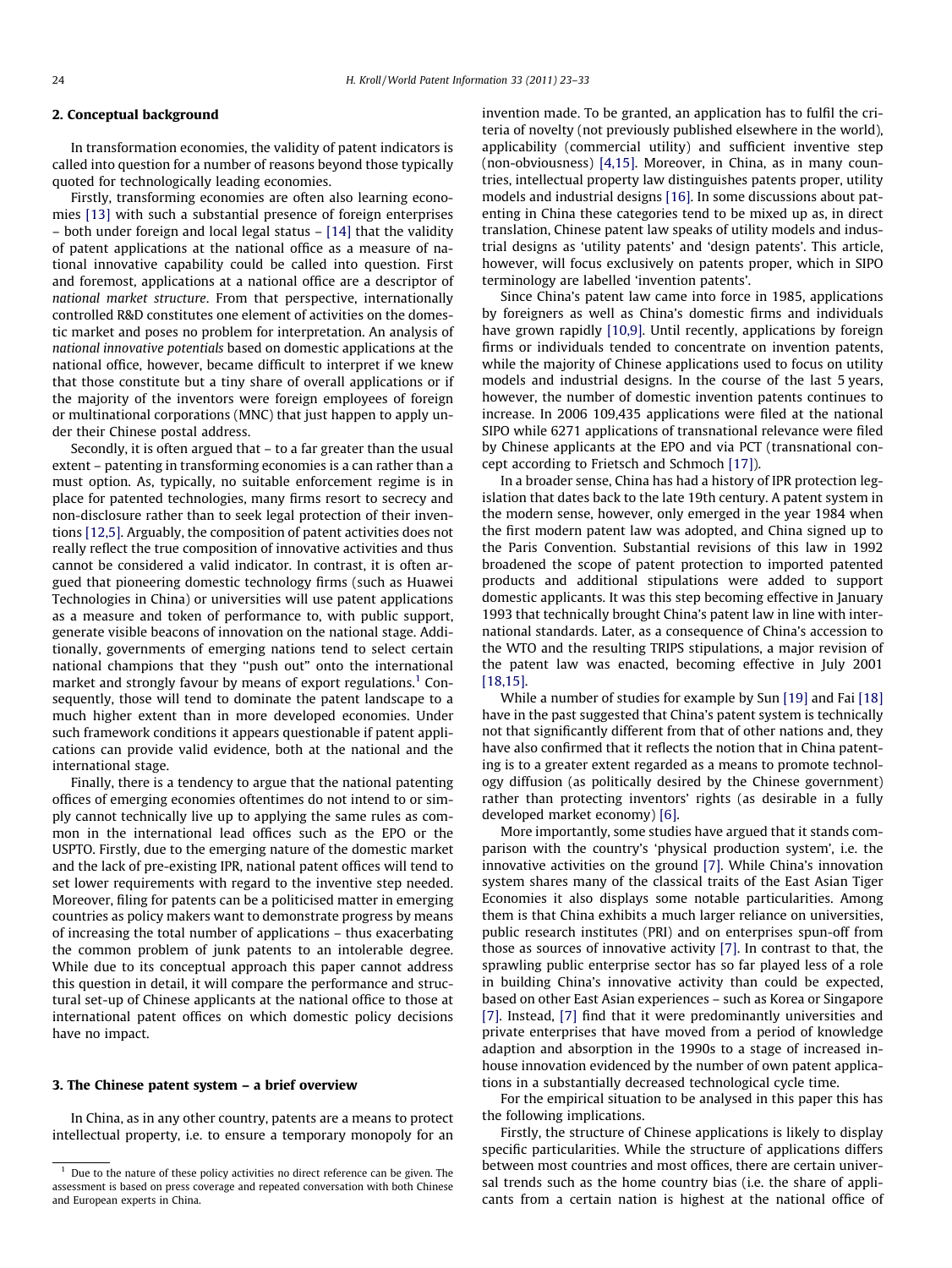## 2. Conceptual background

In transformation economies, the validity of patent indicators is called into question for a number of reasons beyond those typically quoted for technologically leading economies.

Firstly, transforming economies are often also learning economies [13] with such a substantial presence of foreign enterprises – both under foreign and local legal status – [14] that the validity of patent applications at the national office as a measure of national innovative capability could be called into question. First and foremost, applications at a national office are a descriptor of *national market structure*. From that perspective, internationally controlled R&D constitutes one element of activities on the domestic market and poses no problem for interpretation. An analysis of *national innovative potentials* based on domestic applications at the national office, however, became difficult to interpret if we knew that those constitute but a tiny share of overall applications or if the majority of the inventors were foreign employees of foreign or multinational corporations (MNC) that just happen to apply under their Chinese postal address.

Secondly, it is often argued that – to a far greater than the usual extent – patenting in transforming economies is a can rather than a must option. As, typically, no suitable enforcement regime is in place for patented technologies, many firms resort to secrecy and non-disclosure rather than to seek legal protection of their inventions [12,5]. Arguably, the composition of patent activities does not really reflect the true composition of innovative activities and thus cannot be considered a valid indicator. In contrast, it is often argued that pioneering domestic technology firms (such as Huawei Technologies in China) or universities will use patent applications as a measure and token of performance to, with public support, generate visible beacons of innovation on the national stage. Additionally, governments of emerging nations tend to select certain national champions that they "push out" onto the international market and strongly favour by means of export regulations.[1] Consequently, those will tend to dominate the patent landscape to a much higher extent than in more developed economies. Under such framework conditions it appears questionable if patent applications can provide valid evidence, both at the national and the international stage.

Finally, there is a tendency to argue that the national patenting offices of emerging economies oftentimes do not intend to or simply cannot technically live up to applying the same rules as common in the international lead offices such as the EPO or the USPTO. Firstly, due to the emerging nature of the domestic market and the lack of pre-existing IPR, national patent offices will tend to set lower requirements with regard to the inventive step needed. Moreover, filing for patents can be a politicised matter in emerging countries as policy makers want to demonstrate progress by means of increasing the total number of applications – thus exacerbating the common problem of junk patents to an intolerable degree. While due to its conceptual approach this paper cannot address this question in detail, it will compare the performance and structural set-up of Chinese applicants at the national office to those at international patent offices on which domestic policy decisions have no impact.

## 3. The Chinese patent system – a brief overview

In China, as in any other country, patents are a means to protect intellectual property, i.e. to ensure a temporary monopoly for an invention made. To be granted, an application has to fulfil the criteria of novelty (not previously published elsewhere in the world), applicability (commercial utility) and sufficient inventive step (non-obviousness) [4,15]. Moreover, in China, as in many countries, intellectual property law distinguishes patents proper, utility models and industrial designs [16]. In some discussions about patenting in China these categories tend to be mixed up as, in direct translation, Chinese patent law speaks of utility models and industrial designs as 'utility patents' and 'design patents'. This article, however, will focus exclusively on patents proper, which in SIPO terminology are labelled 'invention patents'.

Since China's patent law came into force in 1985, applications by foreigners as well as China's domestic firms and individuals have grown rapidly [10,9]. Until recently, applications by foreign firms or individuals tended to concentrate on invention patents, while the majority of Chinese applications used to focus on utility models and industrial designs. In the course of the last 5 years, however, the number of domestic invention patents continues to increase. In 2006 109,435 applications were filed at the national SIPO while 6271 applications of transnational relevance were filed by Chinese applicants at the EPO and via PCT (transnational concept according to Frietsch and Schmoch [17]).

In a broader sense, China has had a history of IPR protection legislation that dates back to the late 19th century. A patent system in the modern sense, however, only emerged in the year 1984 when the first modern patent law was adopted, and China signed up to the Paris Convention. Substantial revisions of this law in 1992 broadened the scope of patent protection to imported patented products and additional stipulations were added to support domestic applicants. It was this step becoming effective in January 1993 that technically brought China's patent law in line with international standards. Later, as a consequence of China's accession to the WTO and the resulting TRIPS stipulations, a major revision of the patent law was enacted, becoming effective in July 2001 [18,15].

While a number of studies for example by Sun [19] and Fai [18] have in the past suggested that China's patent system is technically not that significantly different from that of other nations and, they have also confirmed that it reflects the notion that in China patenting is to a greater extent regarded as a means to promote technology diffusion (as politically desired by the Chinese government) rather than protecting inventors' rights (as desirable in a fully developed market economy) [6].

More importantly, some studies have argued that it stands comparison with the country's 'physical production system', i.e. the innovative activities on the ground [7]. While China's innovation system shares many of the classical traits of the East Asian Tiger Economies it also displays some notable particularities. Among them is that China exhibits a much larger reliance on universities, public research institutes (PRI) and on enterprises spun-off from those as sources of innovative activity [7]. In contrast to that, the sprawling public enterprise sector has so far played less of a role in building China's innovative activity than could be expected, based on other East Asian experiences – such as Korea or Singapore [7]. Instead, [7] find that it were predominantly universities and private enterprises that have moved from a period of knowledge adaption and absorption in the 1990s to a stage of increased in-house innovation evidenced by the number of own patent applications in a substantially decreased technological cycle time.

For the empirical situation to be analysed in this paper this has the following implications.

Firstly, the structure of Chinese applications is likely to display specific particularities. While the structure of applications differs between most countries and most offices, there are certain universal trends such as the home country bias (i.e. the share of applicants from a certain nation is highest at the national office of

---

[1] Due to the nature of these policy activities no direct reference can be given. The assessment is based on press coverage and repeated conversation with both Chinese and European experts in China.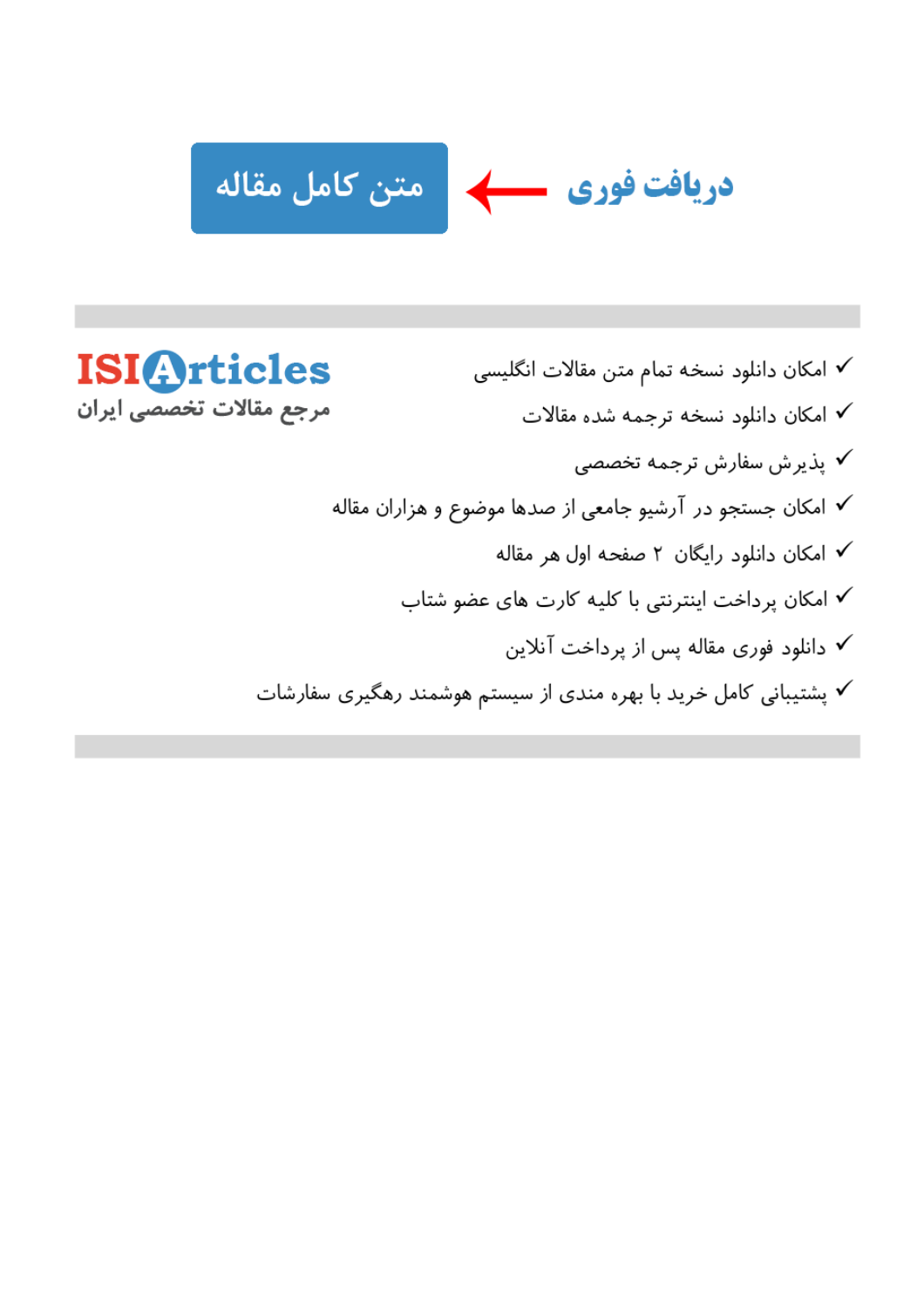دریافت فوری ← متن کامل مقاله

**ISIArticles**
مرجع مقالات تخصصی ایران

- ✓ امکان دانلود نسخه تمام متن مقالات انگلیسی
- ✓ امکان دانلود نسخه ترجمه شده مقالات
- ✓ پذیرش سفارش ترجمه تخصصی
- ✓ امکان جستجو در آرشیو جامعی از صدها موضوع و هزاران مقاله
- ✓ امکان دانلود رایگان ۲ صفحه اول هر مقاله
- ✓ امکان پرداخت اینترنتی با کلیه کارت های عضو شتاب
- ✓ دانلود فوری مقاله پس از پرداخت آنلاین
- ✓ پشتیبانی کامل خرید با بهره مندی از سیستم هوشمند رهگیری سفارشات